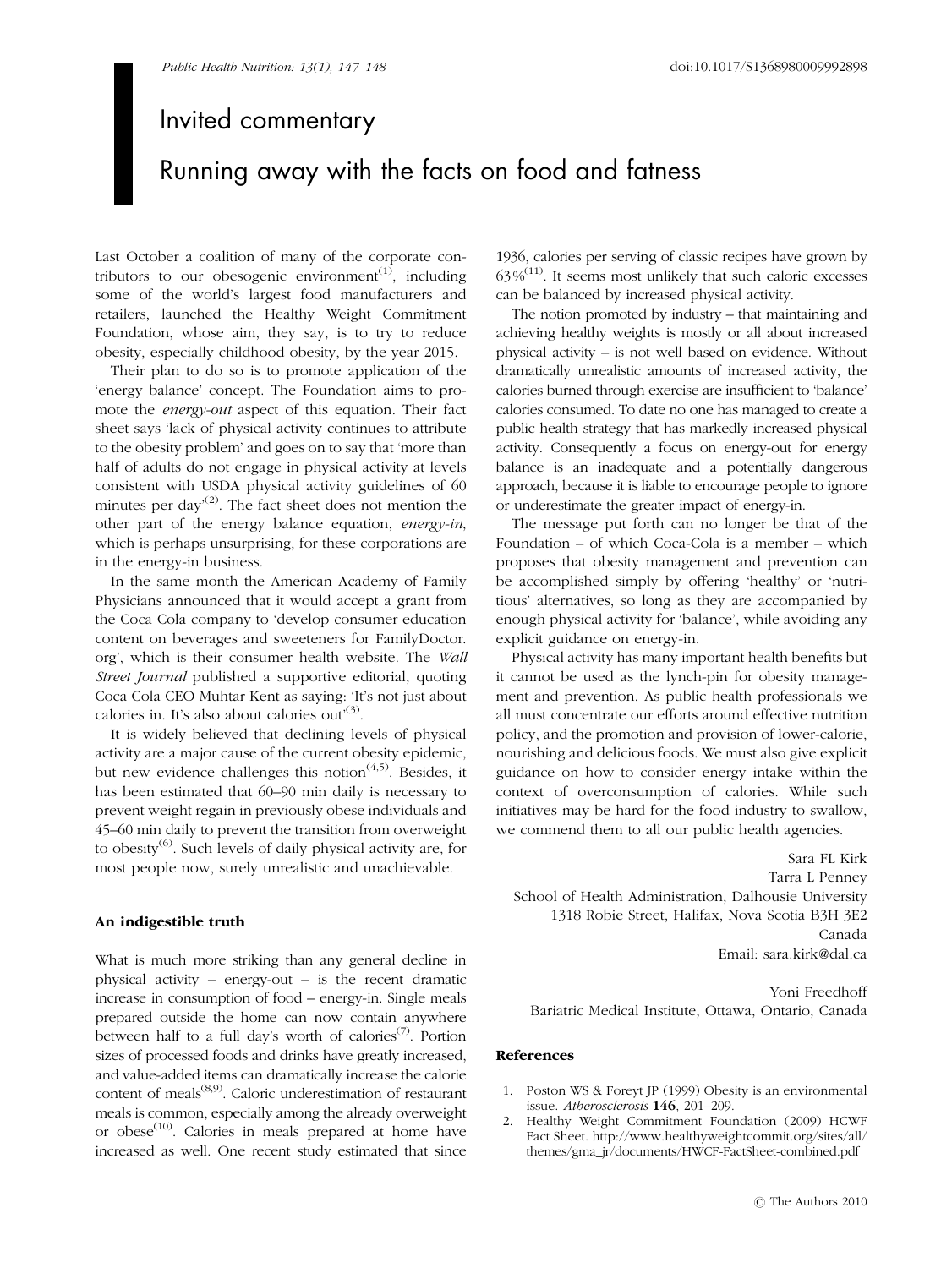# Invited commentary

# Running away with the facts on food and fatness

Last October a coalition of many of the corporate contributors to our obesogenic environment[1], including some of the world's largest food manufacturers and retailers, launched the Healthy Weight Commitment Foundation, whose aim, they say, is to try to reduce obesity, especially childhood obesity, by the year 2015.

Their plan to do so is to promote application of the 'energy balance' concept. The Foundation aims to promote the *energy-out* aspect of this equation. Their fact sheet says 'lack of physical activity continues to attribute to the obesity problem' and goes on to say that 'more than half of adults do not engage in physical activity at levels consistent with USDA physical activity guidelines of 60 minutes per day'[2]. The fact sheet does not mention the other part of the energy balance equation, *energy-in*, which is perhaps unsurprising, for these corporations are in the energy-in business.

In the same month the American Academy of Family Physicians announced that it would accept a grant from the Coca Cola company to 'develop consumer education content on beverages and sweeteners for FamilyDoctor.org', which is their consumer health website. The *Wall Street Journal* published a supportive editorial, quoting Coca Cola CEO Muhtar Kent as saying: 'It's not just about calories in. It's also about calories out'[3].

It is widely believed that declining levels of physical activity are a major cause of the current obesity epidemic, but new evidence challenges this notion[4,5]. Besides, it has been estimated that 60–90 min daily is necessary to prevent weight regain in previously obese individuals and 45–60 min daily to prevent the transition from overweight to obesity[6]. Such levels of daily physical activity are, for most people now, surely unrealistic and unachievable.

### An indigestible truth

What is much more striking than any general decline in physical activity – energy-out – is the recent dramatic increase in consumption of food – energy-in. Single meals prepared outside the home can now contain anywhere between half to a full day's worth of calories[7]. Portion sizes of processed foods and drinks have greatly increased, and value-added items can dramatically increase the calorie content of meals[8,9]. Caloric underestimation of restaurant meals is common, especially among the already overweight or obese[10]. Calories in meals prepared at home have increased as well. One recent study estimated that since 1936, calories per serving of classic recipes have grown by 63 %[11]. It seems most unlikely that such caloric excesses can be balanced by increased physical activity.

The notion promoted by industry – that maintaining and achieving healthy weights is mostly or all about increased physical activity – is not well based on evidence. Without dramatically unrealistic amounts of increased activity, the calories burned through exercise are insufficient to 'balance' calories consumed. To date no one has managed to create a public health strategy that has markedly increased physical activity. Consequently a focus on energy-out for energy balance is an inadequate and a potentially dangerous approach, because it is liable to encourage people to ignore or underestimate the greater impact of energy-in.

The message put forth can no longer be that of the Foundation – of which Coca-Cola is a member – which proposes that obesity management and prevention can be accomplished simply by offering 'healthy' or 'nutritious' alternatives, so long as they are accompanied by enough physical activity for 'balance', while avoiding any explicit guidance on energy-in.

Physical activity has many important health benefits but it cannot be used as the lynch-pin for obesity management and prevention. As public health professionals we all must concentrate our efforts around effective nutrition policy, and the promotion and provision of lower-calorie, nourishing and delicious foods. We must also give explicit guidance on how to consider energy intake within the context of overconsumption of calories. While such initiatives may be hard for the food industry to swallow, we commend them to all our public health agencies.

Sara FL Kirk
Tarra L Penney
School of Health Administration, Dalhousie University
1318 Robie Street, Halifax, Nova Scotia B3H 3E2
Canada
Email: sara.kirk@dal.ca

Yoni Freedhoff
Bariatric Medical Institute, Ottawa, Ontario, Canada

### References

1. Poston WS & Foreyt JP (1999) Obesity is an environmental issue. *Atherosclerosis* **146**, 201–209.
2. Healthy Weight Commitment Foundation (2009) HCWF Fact Sheet. http://www.healthyweightcommit.org/sites/all/themes/gma_jr/documents/HWCF-FactSheet-combined.pdf

© The Authors 2010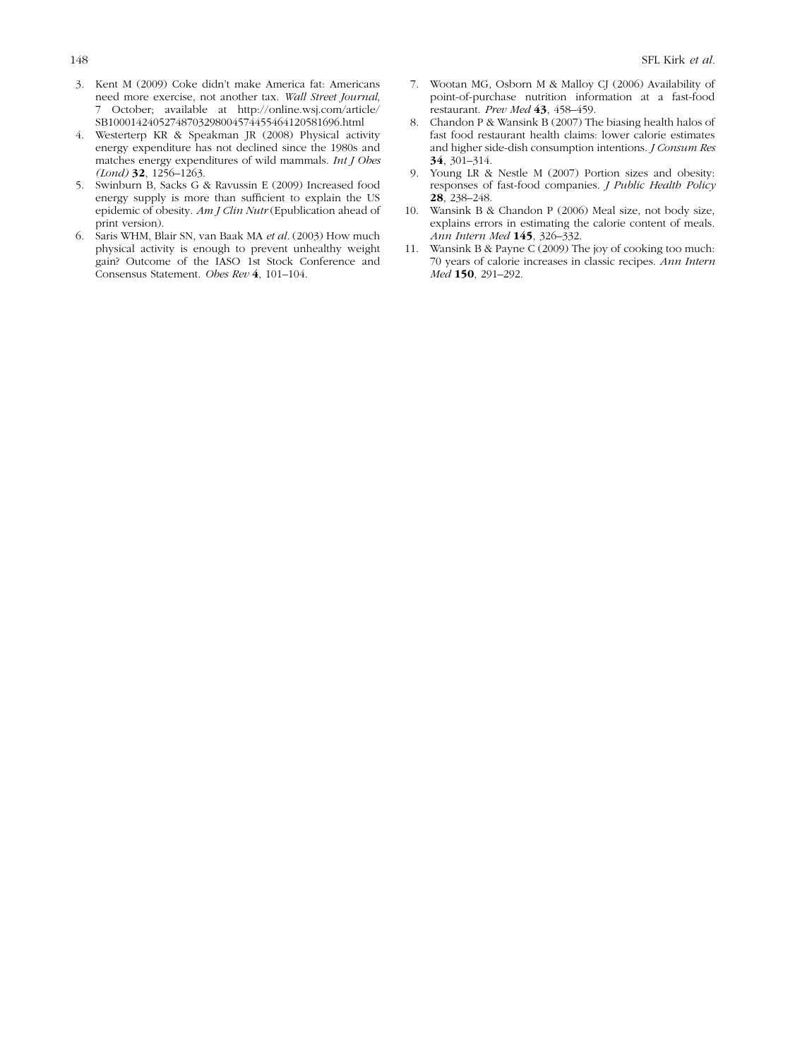3. Kent M (2009) Coke didn't make America fat: Americans need more exercise, not another tax. *Wall Street Journal*, 7 October; available at http://online.wsj.com/article/SB10001424052748703298004574455464120581696.html
4. Westerterp KR & Speakman JR (2008) Physical activity energy expenditure has not declined since the 1980s and matches energy expenditures of wild mammals. *Int J Obes (Lond)* **32**, 1256–1263.
5. Swinburn B, Sacks G & Ravussin E (2009) Increased food energy supply is more than sufficient to explain the US epidemic of obesity. *Am J Clin Nutr* (Epublication ahead of print version).
6. Saris WHM, Blair SN, van Baak MA *et al*. (2003) How much physical activity is enough to prevent unhealthy weight gain? Outcome of the IASO 1st Stock Conference and Consensus Statement. *Obes Rev* **4**, 101–104.
7. Wootan MG, Osborn M & Malloy CJ (2006) Availability of point-of-purchase nutrition information at a fast-food restaurant. *Prev Med* **43**, 458–459.
8. Chandon P & Wansink B (2007) The biasing health halos of fast food restaurant health claims: lower calorie estimates and higher side-dish consumption intentions. *J Consum Res* **34**, 301–314.
9. Young LR & Nestle M (2007) Portion sizes and obesity: responses of fast-food companies. *J Public Health Policy* **28**, 238–248.
10. Wansink B & Chandon P (2006) Meal size, not body size, explains errors in estimating the calorie content of meals. *Ann Intern Med* **145**, 326–332.
11. Wansink B & Payne C (2009) The joy of cooking too much: 70 years of calorie increases in classic recipes. *Ann Intern Med* **150**, 291–292.